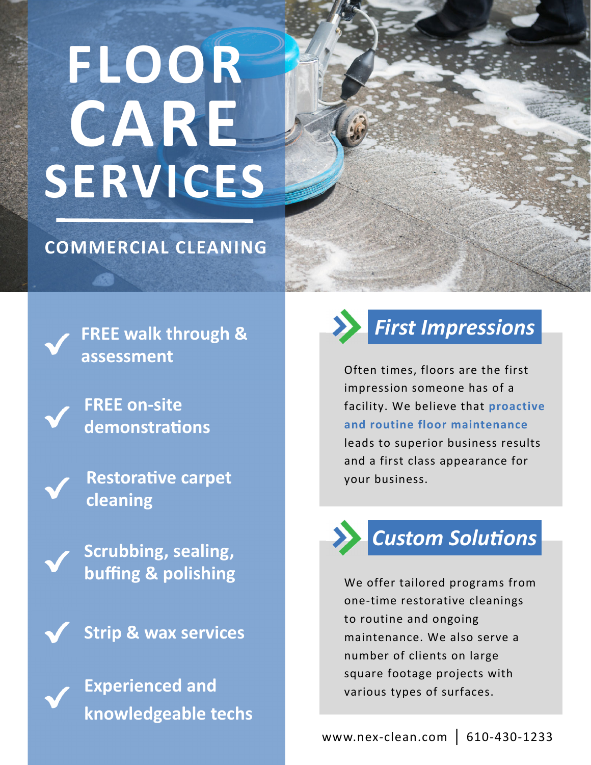# FLOOR CARE SERVICES

## COMMERCIAL CLEANING

- **FREE walk through & assessment**
- **FREE on-site demonstrations**
- **Restorative carpet cleaning**
- **Scrubbing, sealing, buffing & polishing**
- **Strip & wax services**
- **Experienced and knowledgeable techs**

### *First Impressions*

Often times, floors are the first impression someone has of a facility. We believe that **proactive and routine floor maintenance** leads to superior business results and a first class appearance for your business.

### *Custom Solutions*

We offer tailored programs from one-time restorative cleanings to routine and ongoing maintenance. We also serve a number of clients on large square footage projects with various types of surfaces.

www.nex-clean.com | 610-430-1233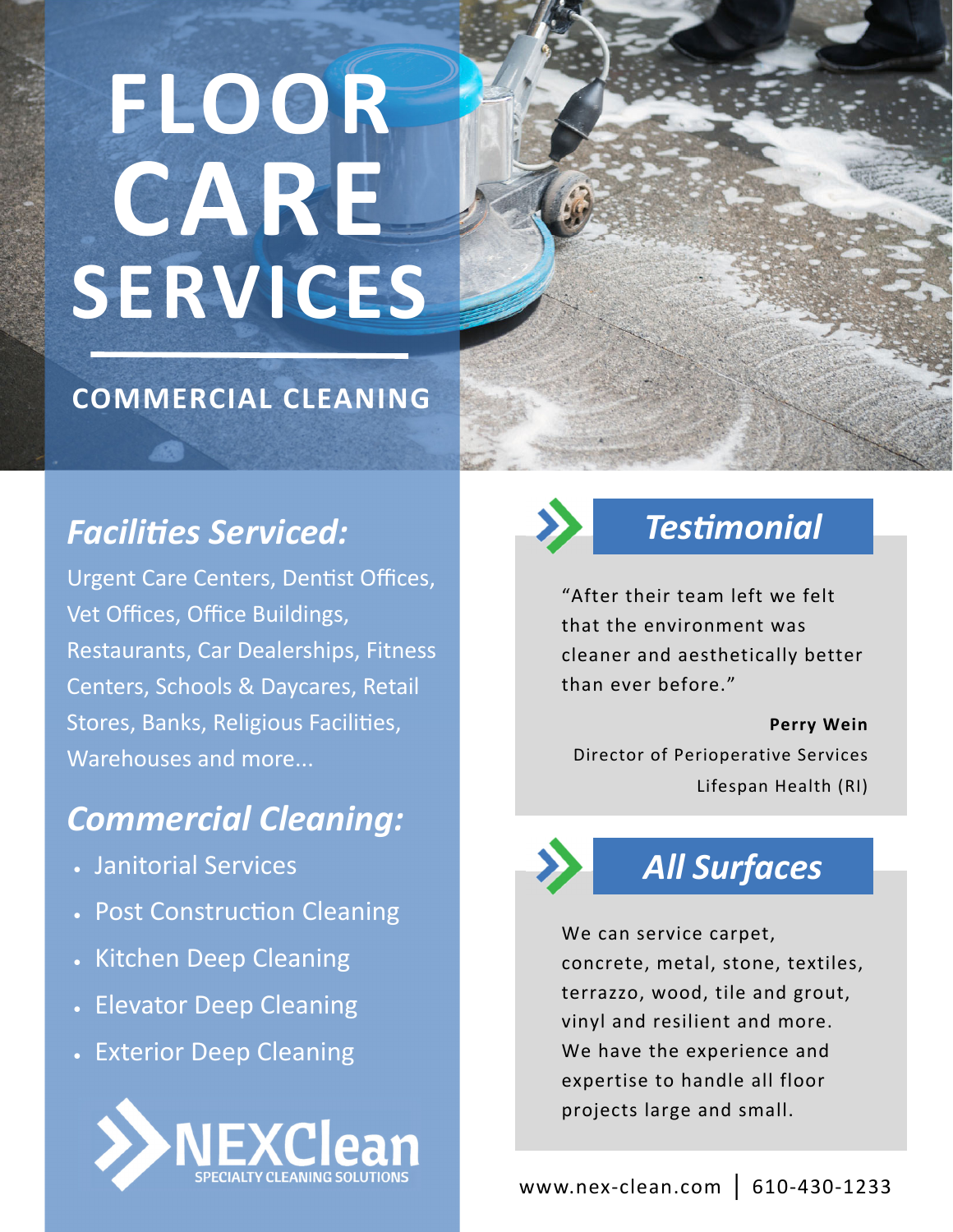# FLOOR CARE SERVICES

## COMMERCIAL CLEANING

## *Facilities Serviced:*

Urgent Care Centers, Dentist Offices, Vet Offices, Office Buildings, Restaurants, Car Dealerships, Fitness Centers, Schools & Daycares, Retail Stores, Banks, Religious Facilities, Warehouses and more...

## *Commercial Cleaning:*

- Janitorial Services
- Post Construction Cleaning
- Kitchen Deep Cleaning
- Elevator Deep Cleaning
- Exterior Deep Cleaning

NEXClean
SPECIALTY CLEANING SOLUTIONS

## *Testimonial*

"After their team left we felt that the environment was cleaner and aesthetically better than ever before."

**Perry Wein**
Director of Perioperative Services
Lifespan Health (RI)

## *All Surfaces*

We can service carpet, concrete, metal, stone, textiles, terrazzo, wood, tile and grout, vinyl and resilient and more. We have the experience and expertise to handle all floor projects large and small.

www.nex-clean.com | 610-430-1233